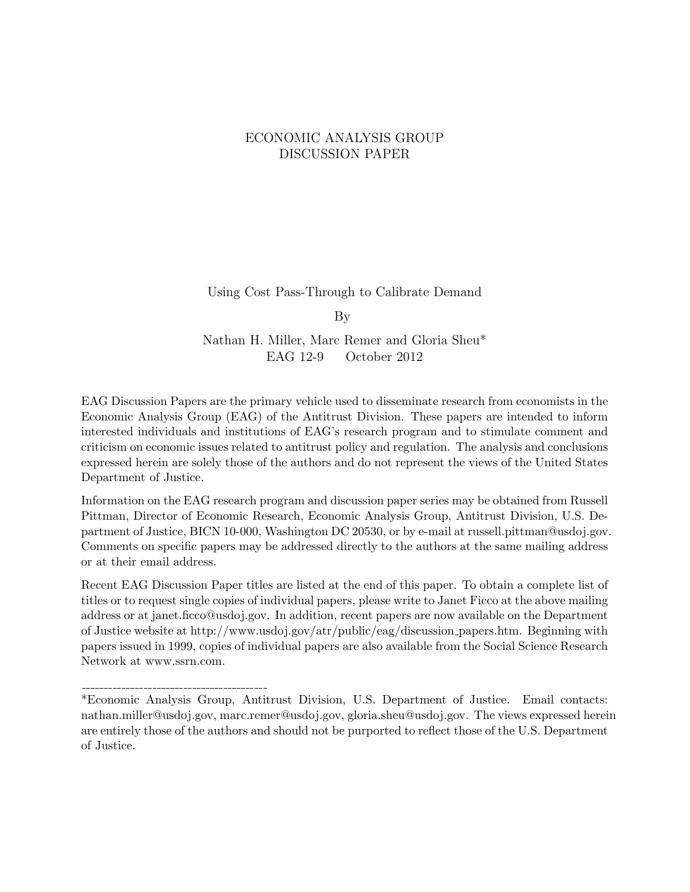# ECONOMIC ANALYSIS GROUP DISCUSSION PAPER

## Using Cost Pass-Through to Calibrate Demand

By

Nathan H. Miller, Marc Remer and Gloria Sheu*

EAG 12-9 October 2012

EAG Discussion Papers are the primary vehicle used to disseminate research from economists in the Economic Analysis Group (EAG) of the Antitrust Division. These papers are intended to inform interested individuals and institutions of EAG's research program and to stimulate comment and criticism on economic issues related to antitrust policy and regulation. The analysis and conclusions expressed herein are solely those of the authors and do not represent the views of the United States Department of Justice.

Information on the EAG research program and discussion paper series may be obtained from Russell Pittman, Director of Economic Research, Economic Analysis Group, Antitrust Division, U.S. Department of Justice, BICN 10-000, Washington DC 20530, or by e-mail at russell.pittman@usdoj.gov. Comments on specific papers may be addressed directly to the authors at the same mailing address or at their email address.

Recent EAG Discussion Paper titles are listed at the end of this paper. To obtain a complete list of titles or to request single copies of individual papers, please write to Janet Ficco at the above mailing address or at janet.ficco@usdoj.gov. In addition, recent papers are now available on the Department of Justice website at http://www.usdoj.gov/atr/public/eag/discussion_papers.htm. Beginning with papers issued in 1999, copies of individual papers are also available from the Social Science Research Network at www.ssrn.com.

---

*Economic Analysis Group, Antitrust Division, U.S. Department of Justice. Email contacts: nathan.miller@usdoj.gov, marc.remer@usdoj.gov, gloria.sheu@usdoj.gov. The views expressed herein are entirely those of the authors and should not be purported to reflect those of the U.S. Department of Justice.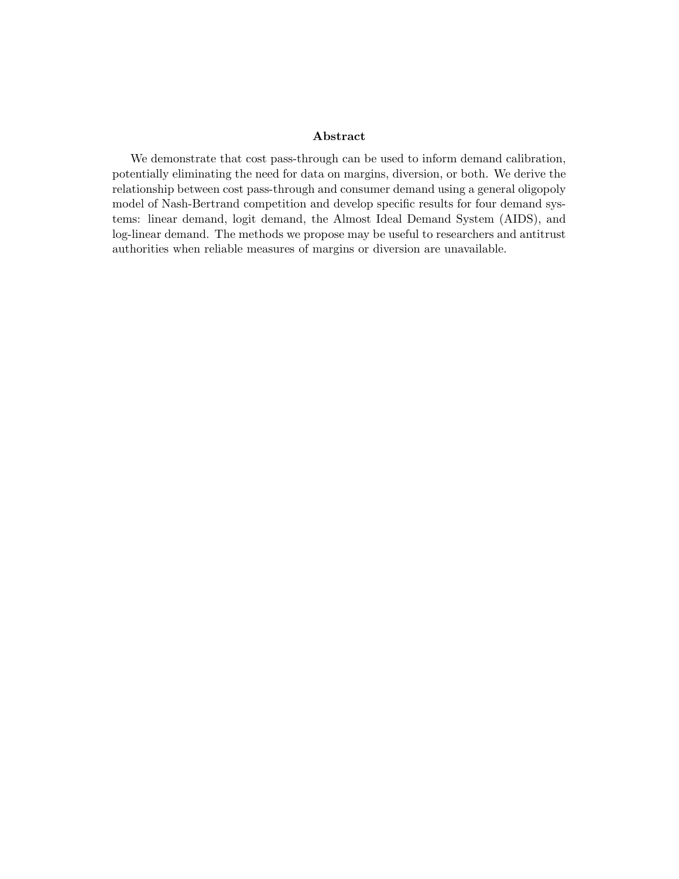### Abstract

We demonstrate that cost pass-through can be used to inform demand calibration, potentially eliminating the need for data on margins, diversion, or both. We derive the relationship between cost pass-through and consumer demand using a general oligopoly model of Nash-Bertrand competition and develop specific results for four demand systems: linear demand, logit demand, the Almost Ideal Demand System (AIDS), and log-linear demand. The methods we propose may be useful to researchers and antitrust authorities when reliable measures of margins or diversion are unavailable.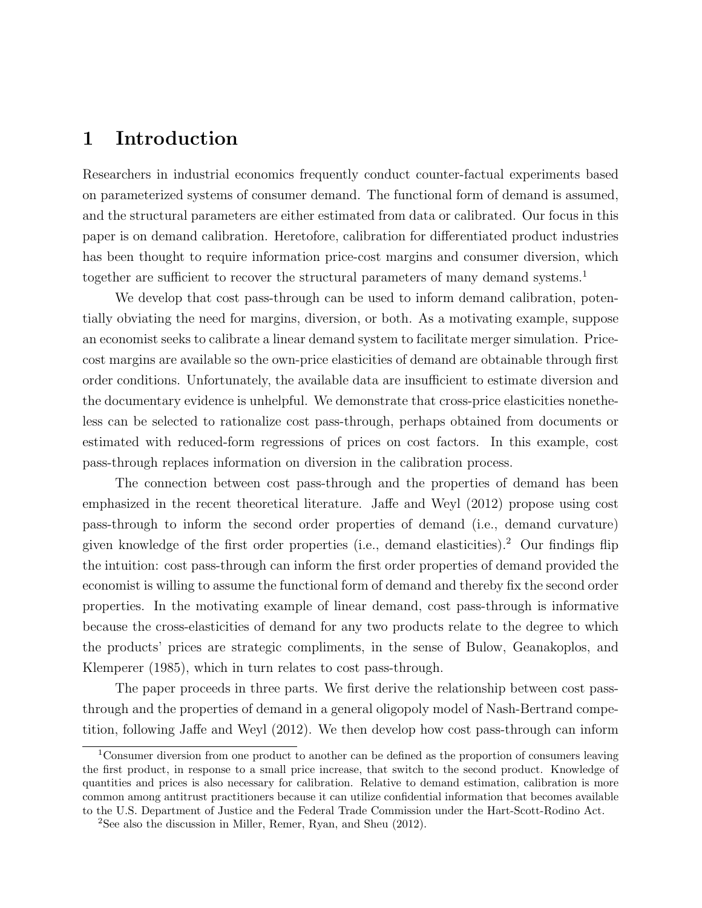# 1 Introduction

Researchers in industrial economics frequently conduct counter-factual experiments based on parameterized systems of consumer demand. The functional form of demand is assumed, and the structural parameters are either estimated from data or calibrated. Our focus in this paper is on demand calibration. Heretofore, calibration for differentiated product industries has been thought to require information price-cost margins and consumer diversion, which together are sufficient to recover the structural parameters of many demand systems.[1]

We develop that cost pass-through can be used to inform demand calibration, potentially obviating the need for margins, diversion, or both. As a motivating example, suppose an economist seeks to calibrate a linear demand system to facilitate merger simulation. Price-cost margins are available so the own-price elasticities of demand are obtainable through first order conditions. Unfortunately, the available data are insufficient to estimate diversion and the documentary evidence is unhelpful. We demonstrate that cross-price elasticities nonetheless can be selected to rationalize cost pass-through, perhaps obtained from documents or estimated with reduced-form regressions of prices on cost factors. In this example, cost pass-through replaces information on diversion in the calibration process.

The connection between cost pass-through and the properties of demand has been emphasized in the recent theoretical literature. Jaffe and Weyl (2012) propose using cost pass-through to inform the second order properties of demand (i.e., demand curvature) given knowledge of the first order properties (i.e., demand elasticities).[2] Our findings flip the intuition: cost pass-through can inform the first order properties of demand provided the economist is willing to assume the functional form of demand and thereby fix the second order properties. In the motivating example of linear demand, cost pass-through is informative because the cross-elasticities of demand for any two products relate to the degree to which the products' prices are strategic compliments, in the sense of Bulow, Geanakoplos, and Klemperer (1985), which in turn relates to cost pass-through.

The paper proceeds in three parts. We first derive the relationship between cost pass-through and the properties of demand in a general oligopoly model of Nash-Bertrand competition, following Jaffe and Weyl (2012). We then develop how cost pass-through can inform

[1] Consumer diversion from one product to another can be defined as the proportion of consumers leaving the first product, in response to a small price increase, that switch to the second product. Knowledge of quantities and prices is also necessary for calibration. Relative to demand estimation, calibration is more common among antitrust practitioners because it can utilize confidential information that becomes available to the U.S. Department of Justice and the Federal Trade Commission under the Hart-Scott-Rodino Act.

[2] See also the discussion in Miller, Remer, Ryan, and Sheu (2012).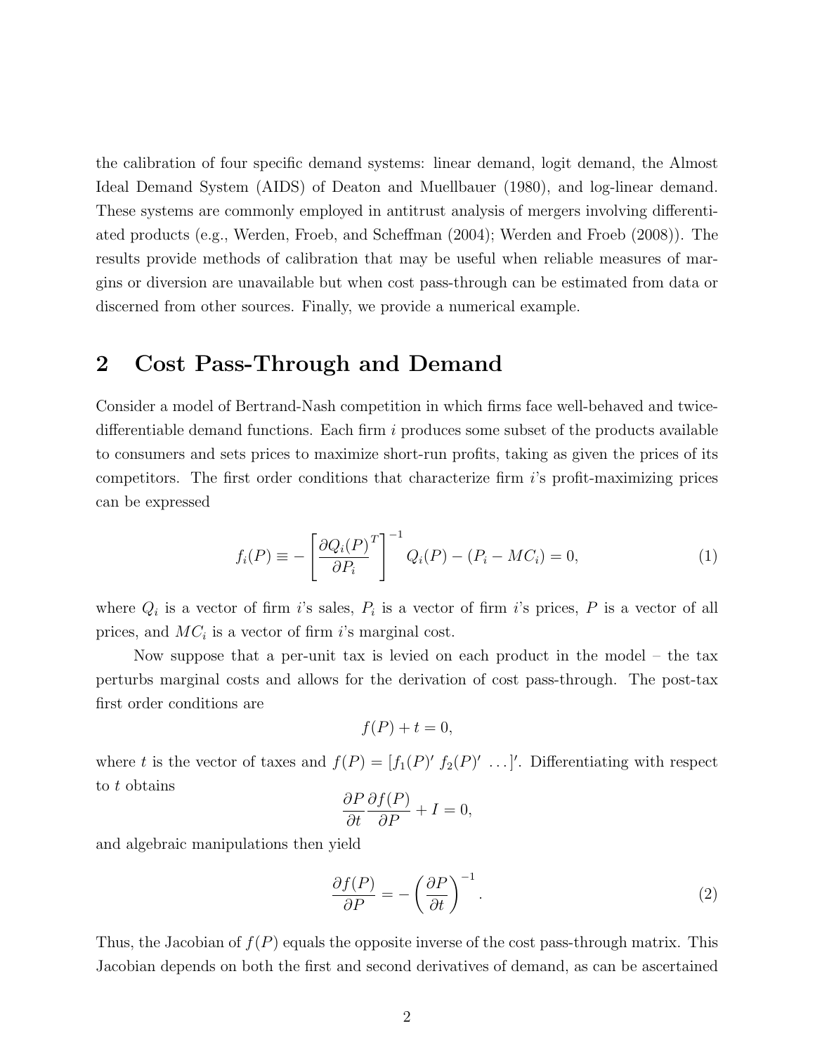the calibration of four specific demand systems: linear demand, logit demand, the Almost Ideal Demand System (AIDS) of Deaton and Muellbauer (1980), and log-linear demand. These systems are commonly employed in antitrust analysis of mergers involving differentiated products (e.g., Werden, Froeb, and Scheffman (2004); Werden and Froeb (2008)). The results provide methods of calibration that may be useful when reliable measures of margins or diversion are unavailable but when cost pass-through can be estimated from data or discerned from other sources. Finally, we provide a numerical example.

## 2 Cost Pass-Through and Demand

Consider a model of Bertrand-Nash competition in which firms face well-behaved and twice-differentiable demand functions. Each firm $i$ produces some subset of the products available to consumers and sets prices to maximize short-run profits, taking as given the prices of its competitors. The first order conditions that characterize firm $i$'s profit-maximizing prices can be expressed

$$f_i(P) \equiv - \left[ \frac{\partial Q_i(P)}{\partial P_i}^T \right]^{-1} Q_i(P) - (P_i - MC_i) = 0, \tag{1}$$

where $Q_i$ is a vector of firm $i$'s sales, $P_i$ is a vector of firm $i$'s prices, $P$ is a vector of all prices, and $MC_i$ is a vector of firm $i$'s marginal cost.

Now suppose that a per-unit tax is levied on each product in the model – the tax perturbs marginal costs and allows for the derivation of cost pass-through. The post-tax first order conditions are

$$f(P) + t = 0,$$

where $t$ is the vector of taxes and $f(P) = [f_1(P)' \; f_2(P)' \; \ldots]'$. Differentiating with respect to $t$ obtains

$$\frac{\partial P}{\partial t} \frac{\partial f(P)}{\partial P} + I = 0,$$

and algebraic manipulations then yield

$$\frac{\partial f(P)}{\partial P} = - \left( \frac{\partial P}{\partial t} \right)^{-1}. \tag{2}$$

Thus, the Jacobian of $f(P)$ equals the opposite inverse of the cost pass-through matrix. This Jacobian depends on both the first and second derivatives of demand, as can be ascertained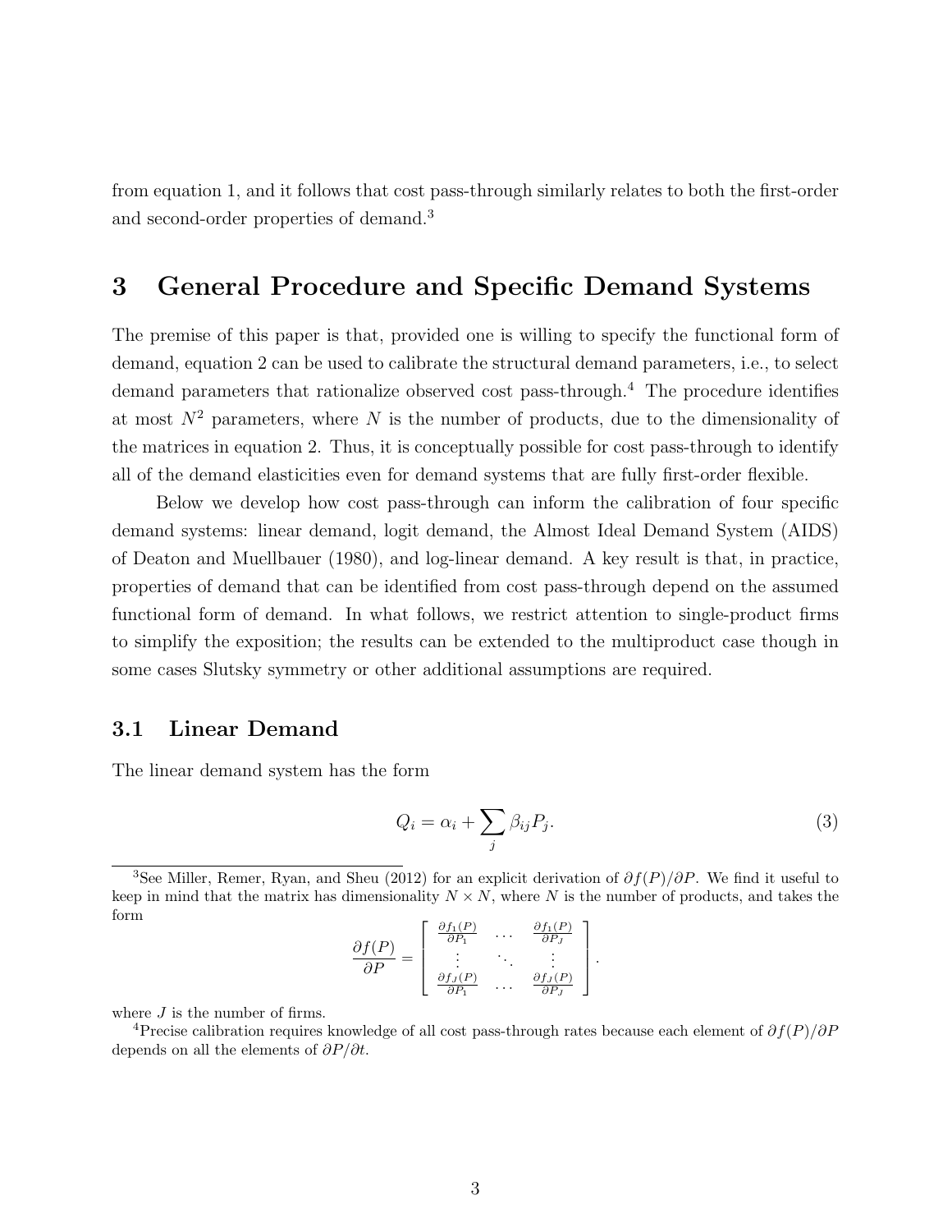from equation 1, and it follows that cost pass-through similarly relates to both the first-order and second-order properties of demand.[3]

# 3 General Procedure and Specific Demand Systems

The premise of this paper is that, provided one is willing to specify the functional form of demand, equation 2 can be used to calibrate the structural demand parameters, i.e., to select demand parameters that rationalize observed cost pass-through.[4] The procedure identifies at most $N^2$ parameters, where $N$ is the number of products, due to the dimensionality of the matrices in equation 2. Thus, it is conceptually possible for cost pass-through to identify all of the demand elasticities even for demand systems that are fully first-order flexible.

Below we develop how cost pass-through can inform the calibration of four specific demand systems: linear demand, logit demand, the Almost Ideal Demand System (AIDS) of Deaton and Muellbauer (1980), and log-linear demand. A key result is that, in practice, properties of demand that can be identified from cost pass-through depend on the assumed functional form of demand. In what follows, we restrict attention to single-product firms to simplify the exposition; the results can be extended to the multiproduct case though in some cases Slutsky symmetry or other additional assumptions are required.

## 3.1 Linear Demand

The linear demand system has the form

$$Q_i = \alpha_i + \sum_j \beta_{ij} P_j. \tag{3}$$

[3] See Miller, Remer, Ryan, and Sheu (2012) for an explicit derivation of $\partial f(P)/\partial P$. We find it useful to keep in mind that the matrix has dimensionality $N \times N$, where $N$ is the number of products, and takes the form

$$\frac{\partial f(P)}{\partial P} = \begin{bmatrix} \frac{\partial f_1(P)}{\partial P_1} & \dots & \frac{\partial f_1(P)}{\partial P_J} \\ \vdots & \ddots & \vdots \\ \frac{\partial f_J(P)}{\partial P_1} & \dots & \frac{\partial f_J(P)}{\partial P_J} \end{bmatrix}.$$

where $J$ is the number of firms.

[4] Precise calibration requires knowledge of all cost pass-through rates because each element of $\partial f(P)/\partial P$ depends on all the elements of $\partial P/\partial t$.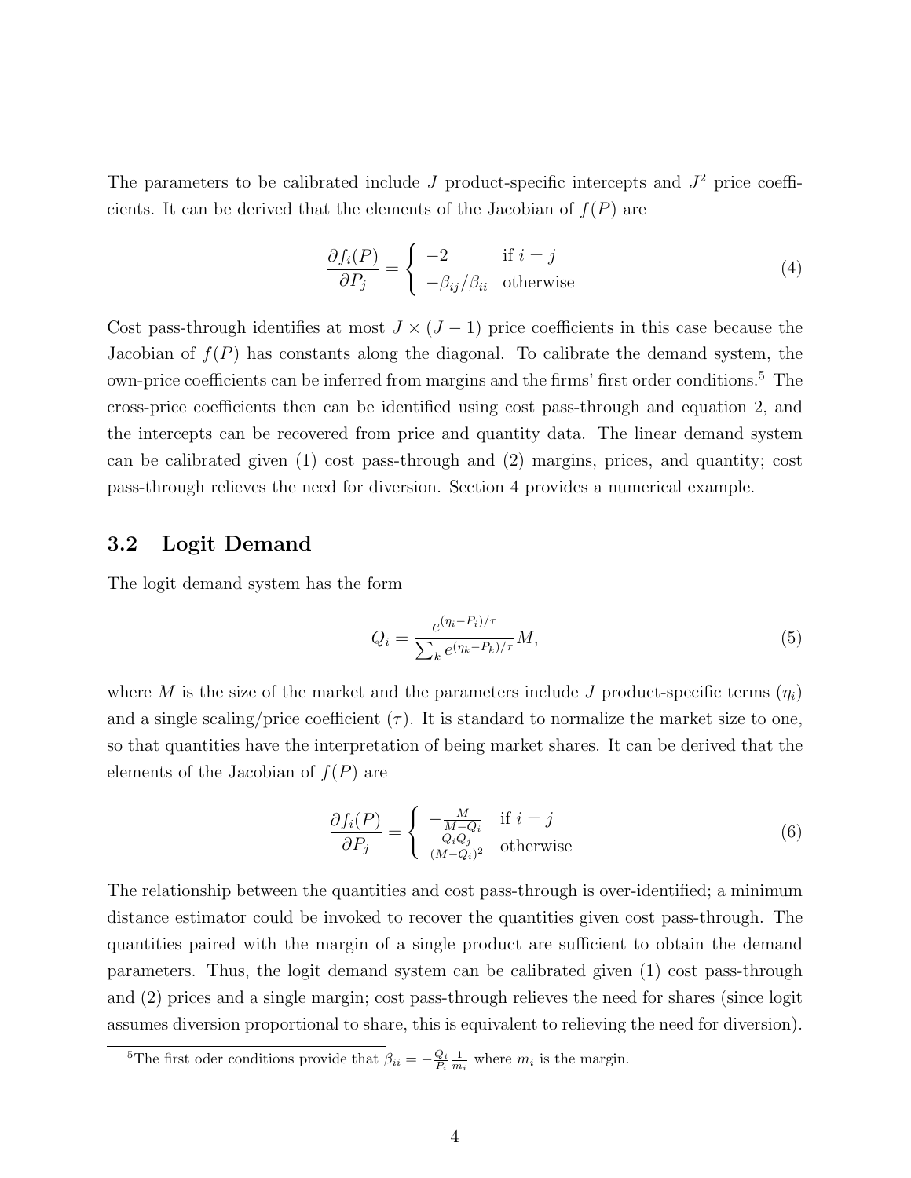The parameters to be calibrated include $J$ product-specific intercepts and $J^2$ price coefficients. It can be derived that the elements of the Jacobian of $f(P)$ are

$$\frac{\partial f_i(P)}{\partial P_j} = \begin{cases} -2 & \text{if } i = j \\ -\beta_{ij}/\beta_{ii} & \text{otherwise} \end{cases} \tag{4}$$

Cost pass-through identifies at most $J \times (J-1)$ price coefficients in this case because the Jacobian of $f(P)$ has constants along the diagonal. To calibrate the demand system, the own-price coefficients can be inferred from margins and the firms' first order conditions.[5] The cross-price coefficients then can be identified using cost pass-through and equation 2, and the intercepts can be recovered from price and quantity data. The linear demand system can be calibrated given (1) cost pass-through and (2) margins, prices, and quantity; cost pass-through relieves the need for diversion. Section 4 provides a numerical example.

### 3.2 Logit Demand

The logit demand system has the form

$$Q_i = \frac{e^{(\eta_i - P_i)/\tau}}{\sum_k e^{(\eta_k - P_k)/\tau}} M, \tag{5}$$

where $M$ is the size of the market and the parameters include $J$ product-specific terms ($\eta_i$) and a single scaling/price coefficient ($\tau$). It is standard to normalize the market size to one, so that quantities have the interpretation of being market shares. It can be derived that the elements of the Jacobian of $f(P)$ are

$$\frac{\partial f_i(P)}{\partial P_j} = \begin{cases} -\frac{M}{M-Q_i} & \text{if } i = j \\ \frac{Q_i Q_j}{(M-Q_i)^2} & \text{otherwise} \end{cases} \tag{6}$$

The relationship between the quantities and cost pass-through is over-identified; a minimum distance estimator could be invoked to recover the quantities given cost pass-through. The quantities paired with the margin of a single product are sufficient to obtain the demand parameters. Thus, the logit demand system can be calibrated given (1) cost pass-through and (2) prices and a single margin; cost pass-through relieves the need for shares (since logit assumes diversion proportional to share, this is equivalent to relieving the need for diversion).

[5] The first oder conditions provide that $\beta_{ii} = -\frac{Q_i}{P_i}\frac{1}{m_i}$ where $m_i$ is the margin.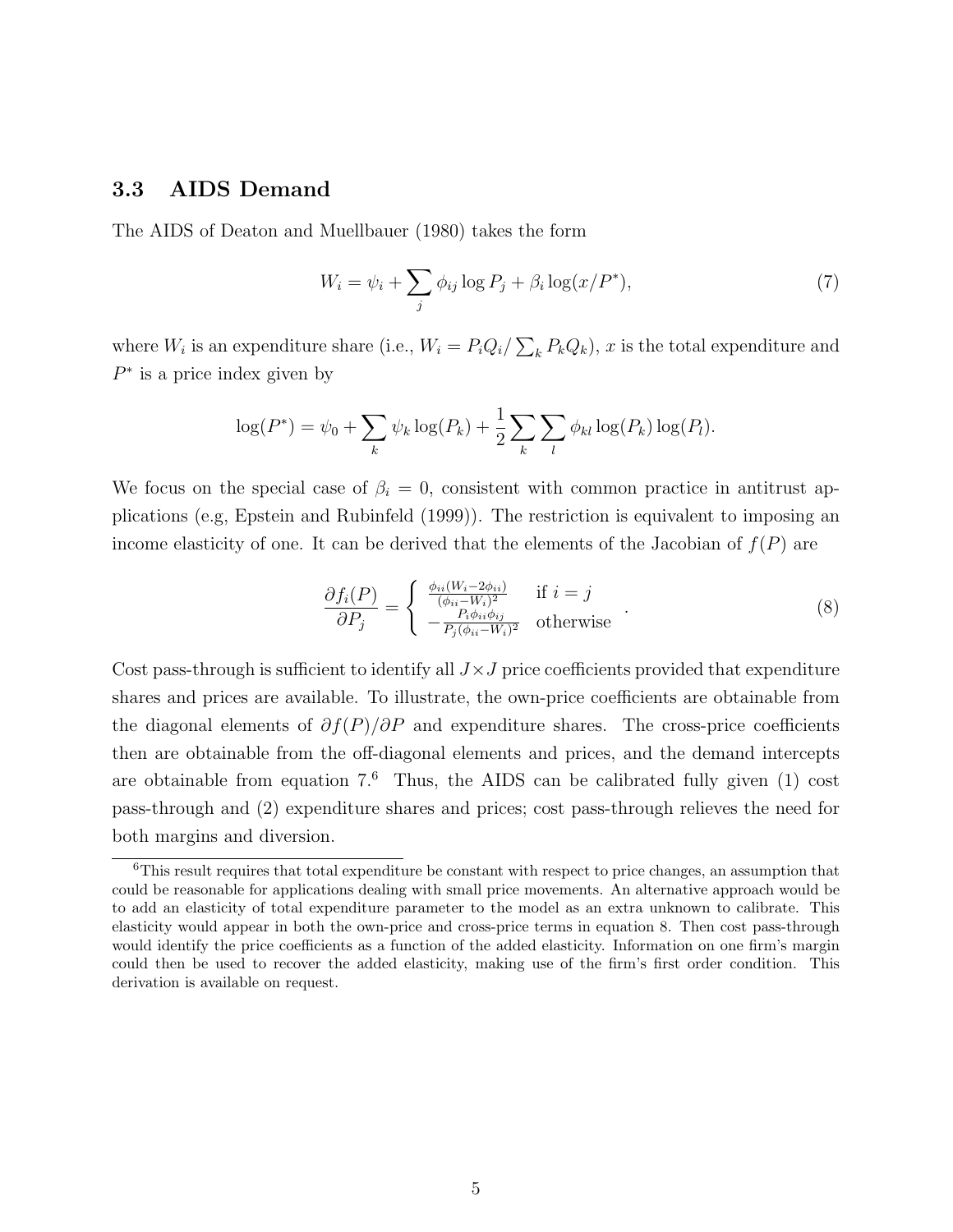### 3.3 AIDS Demand

The AIDS of Deaton and Muellbauer (1980) takes the form

$$W_i = \psi_i + \sum_j \phi_{ij} \log P_j + \beta_i \log(x/P^*), \tag{7}$$

where $W_i$ is an expenditure share (i.e., $W_i = P_i Q_i / \sum_k P_k Q_k$), $x$ is the total expenditure and $P^*$ is a price index given by

$$\log(P^*) = \psi_0 + \sum_k \psi_k \log(P_k) + \frac{1}{2} \sum_k \sum_l \phi_{kl} \log(P_k) \log(P_l).$$

We focus on the special case of $\beta_i = 0$, consistent with common practice in antitrust applications (e.g, Epstein and Rubinfeld (1999)). The restriction is equivalent to imposing an income elasticity of one. It can be derived that the elements of the Jacobian of $f(P)$ are

$$\frac{\partial f_i(P)}{\partial P_j} = \begin{cases} \frac{\phi_{ii}(W_i - 2\phi_{ii})}{(\phi_{ii} - W_i)^2} & \text{if } i = j \\ -\frac{P_i \phi_{ii} \phi_{ij}}{P_j (\phi_{ii} - W_i)^2} & \text{otherwise} \end{cases}. \tag{8}$$

Cost pass-through is sufficient to identify all $J \times J$ price coefficients provided that expenditure shares and prices are available. To illustrate, the own-price coefficients are obtainable from the diagonal elements of $\partial f(P)/\partial P$ and expenditure shares. The cross-price coefficients then are obtainable from the off-diagonal elements and prices, and the demand intercepts are obtainable from equation 7.[6] Thus, the AIDS can be calibrated fully given (1) cost pass-through and (2) expenditure shares and prices; cost pass-through relieves the need for both margins and diversion.

[6] This result requires that total expenditure be constant with respect to price changes, an assumption that could be reasonable for applications dealing with small price movements. An alternative approach would be to add an elasticity of total expenditure parameter to the model as an extra unknown to calibrate. This elasticity would appear in both the own-price and cross-price terms in equation 8. Then cost pass-through would identify the price coefficients as a function of the added elasticity. Information on one firm's margin could then be used to recover the added elasticity, making use of the firm's first order condition. This derivation is available on request.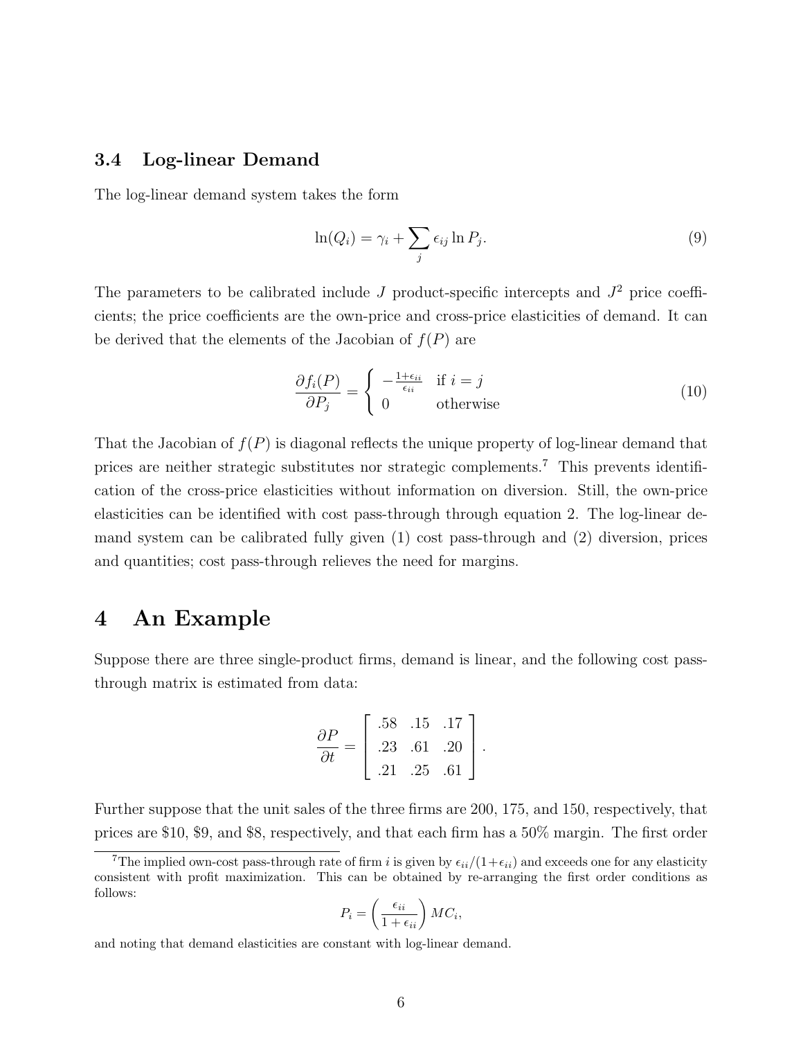### 3.4 Log-linear Demand

The log-linear demand system takes the form

$$\ln(Q_i) = \gamma_i + \sum_j \epsilon_{ij} \ln P_j. \tag{9}$$

The parameters to be calibrated include $J$ product-specific intercepts and $J^2$ price coefficients; the price coefficients are the own-price and cross-price elasticities of demand. It can be derived that the elements of the Jacobian of $f(P)$ are

$$\frac{\partial f_i(P)}{\partial P_j} = \begin{cases} -\frac{1+\epsilon_{ii}}{\epsilon_{ii}} & \text{if } i = j \\ 0 & \text{otherwise} \end{cases} \tag{10}$$

That the Jacobian of $f(P)$ is diagonal reflects the unique property of log-linear demand that prices are neither strategic substitutes nor strategic complements.[7] This prevents identification of the cross-price elasticities without information on diversion. Still, the own-price elasticities can be identified with cost pass-through through equation 2. The log-linear demand system can be calibrated fully given (1) cost pass-through and (2) diversion, prices and quantities; cost pass-through relieves the need for margins.

# 4 An Example

Suppose there are three single-product firms, demand is linear, and the following cost pass-through matrix is estimated from data:

$$\frac{\partial P}{\partial t} = \begin{bmatrix} .58 & .15 & .17 \\ .23 & .61 & .20 \\ .21 & .25 & .61 \end{bmatrix}.$$

Further suppose that the unit sales of the three firms are 200, 175, and 150, respectively, that prices are \$10, \$9, and \$8, respectively, and that each firm has a 50% margin. The first order

[7] The implied own-cost pass-through rate of firm $i$ is given by $\epsilon_{ii}/(1+\epsilon_{ii})$ and exceeds one for any elasticity consistent with profit maximization. This can be obtained by re-arranging the first order conditions as follows:

$$P_i = \left(\frac{\epsilon_{ii}}{1+\epsilon_{ii}}\right) MC_i,$$

and noting that demand elasticities are constant with log-linear demand.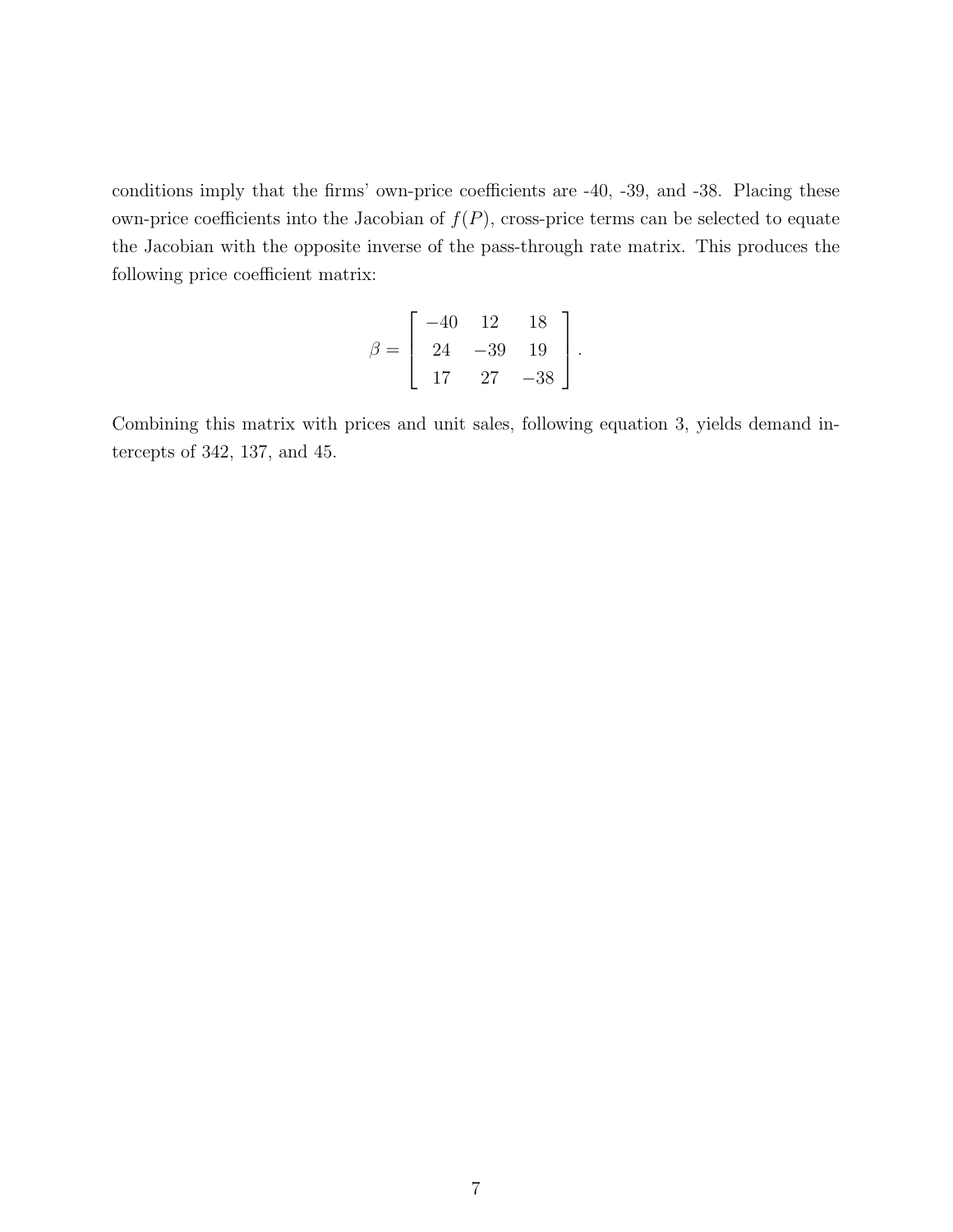conditions imply that the firms' own-price coefficients are -40, -39, and -38. Placing these own-price coefficients into the Jacobian of $f(P)$, cross-price terms can be selected to equate the Jacobian with the opposite inverse of the pass-through rate matrix. This produces the following price coefficient matrix:

$$\beta = \begin{bmatrix} -40 & 12 & 18 \\ 24 & -39 & 19 \\ 17 & 27 & -38 \end{bmatrix}.$$

Combining this matrix with prices and unit sales, following equation 3, yields demand intercepts of 342, 137, and 45.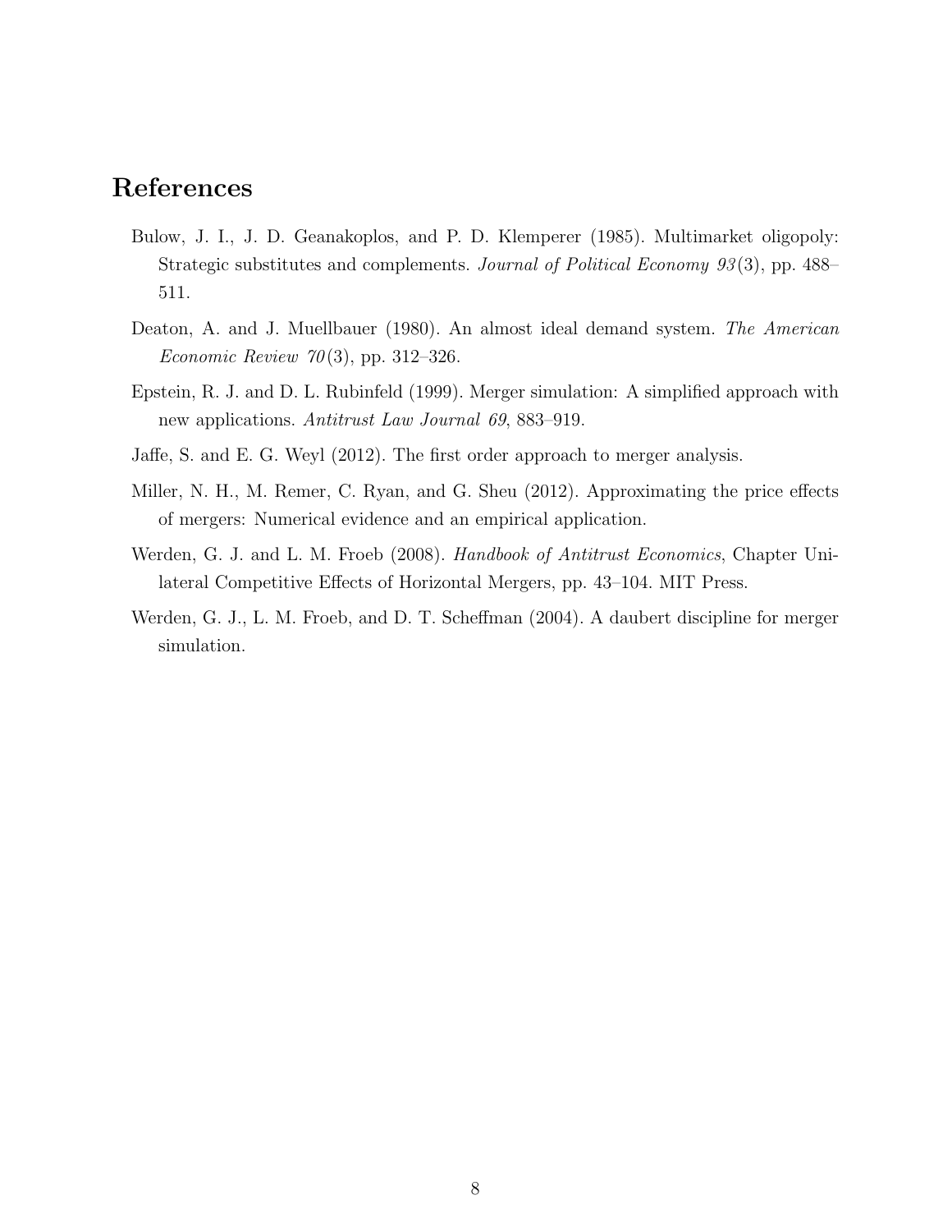# References

Bulow, J. I., J. D. Geanakoplos, and P. D. Klemperer (1985). Multimarket oligopoly: Strategic substitutes and complements. *Journal of Political Economy 93*(3), pp. 488–511.

Deaton, A. and J. Muellbauer (1980). An almost ideal demand system. *The American Economic Review 70*(3), pp. 312–326.

Epstein, R. J. and D. L. Rubinfeld (1999). Merger simulation: A simplified approach with new applications. *Antitrust Law Journal 69*, 883–919.

Jaffe, S. and E. G. Weyl (2012). The first order approach to merger analysis.

Miller, N. H., M. Remer, C. Ryan, and G. Sheu (2012). Approximating the price effects of mergers: Numerical evidence and an empirical application.

Werden, G. J. and L. M. Froeb (2008). *Handbook of Antitrust Economics*, Chapter Unilateral Competitive Effects of Horizontal Mergers, pp. 43–104. MIT Press.

Werden, G. J., L. M. Froeb, and D. T. Scheffman (2004). A daubert discipline for merger simulation.